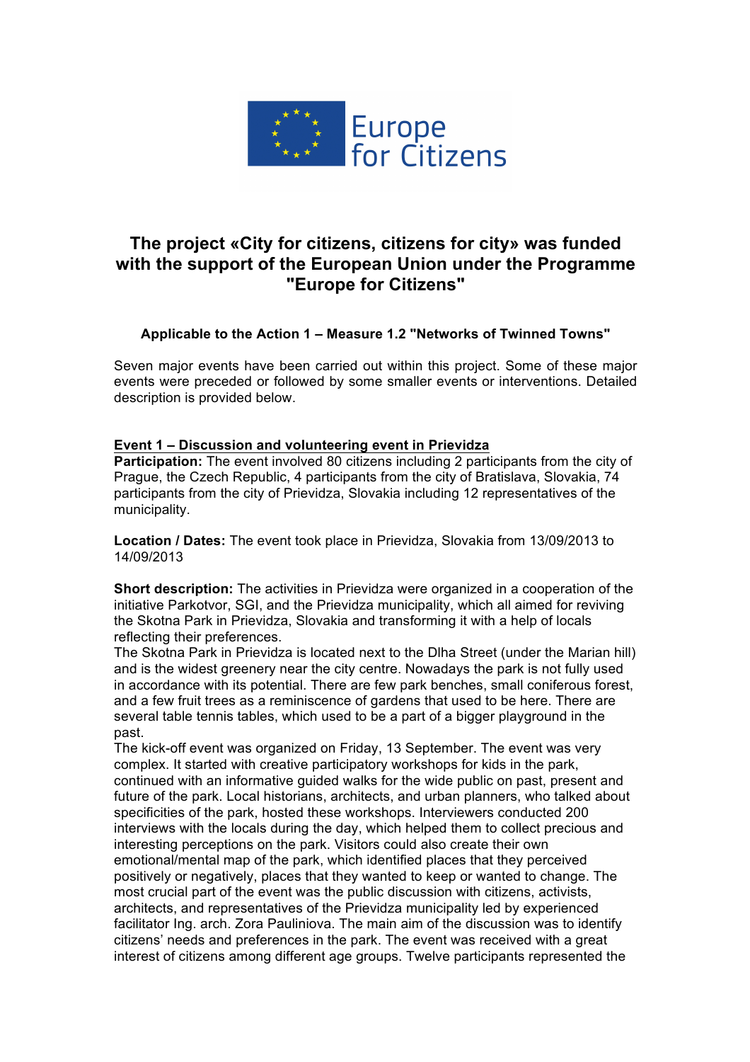# The project «City for citizens, citizens for city» was funded with the support of the European Union under the Programme "Europe for Citizens"

### Applicable to the Action 1 – Measure 1.2 "Networks of Twinned Towns"

Seven major events have been carried out within this project. Some of these major events were preceded or followed by some smaller events or interventions. Detailed description is provided below.

## Event 1 – Discussion and volunteering event in Prievidza

**Participation:** The event involved 80 citizens including 2 participants from the city of Prague, the Czech Republic, 4 participants from the city of Bratislava, Slovakia, 74 participants from the city of Prievidza, Slovakia including 12 representatives of the municipality.

**Location / Dates:** The event took place in Prievidza, Slovakia from 13/09/2013 to 14/09/2013

**Short description:** The activities in Prievidza were organized in a cooperation of the initiative Parkotvor, SGI, and the Prievidza municipality, which all aimed for reviving the Skotna Park in Prievidza, Slovakia and transforming it with a help of locals reflecting their preferences.
The Skotna Park in Prievidza is located next to the Dlha Street (under the Marian hill) and is the widest greenery near the city centre. Nowadays the park is not fully used in accordance with its potential. There are few park benches, small coniferous forest, and a few fruit trees as a reminiscence of gardens that used to be here. There are several table tennis tables, which used to be a part of a bigger playground in the past.
The kick-off event was organized on Friday, 13 September. The event was very complex. It started with creative participatory workshops for kids in the park, continued with an informative guided walks for the wide public on past, present and future of the park. Local historians, architects, and urban planners, who talked about specificities of the park, hosted these workshops. Interviewers conducted 200 interviews with the locals during the day, which helped them to collect precious and interesting perceptions on the park. Visitors could also create their own emotional/mental map of the park, which identified places that they perceived positively or negatively, places that they wanted to keep or wanted to change. The most crucial part of the event was the public discussion with citizens, activists, architects, and representatives of the Prievidza municipality led by experienced facilitator Ing. arch. Zora Pauliniova. The main aim of the discussion was to identify citizens' needs and preferences in the park. The event was received with a great interest of citizens among different age groups. Twelve participants represented the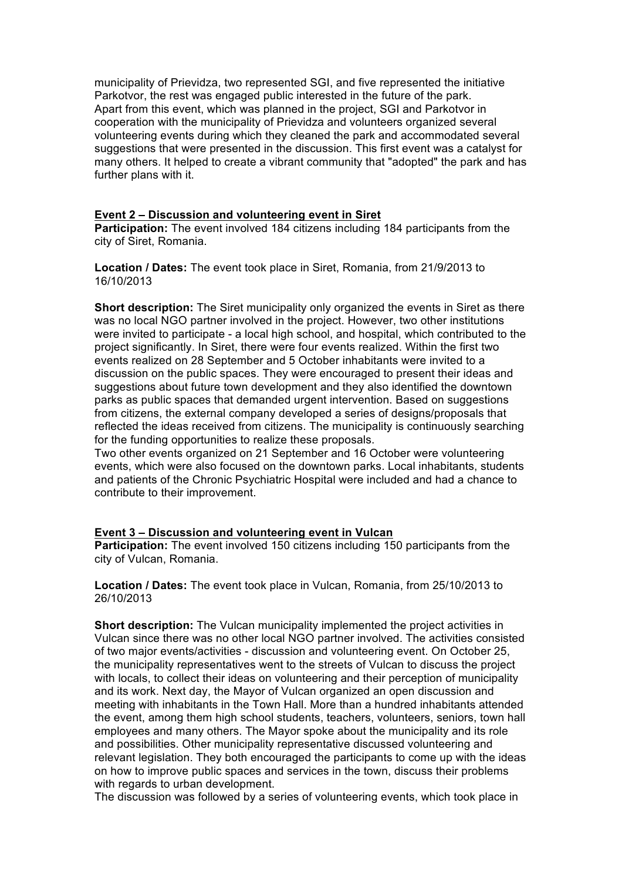municipality of Prievidza, two represented SGI, and five represented the initiative Parkotvor, the rest was engaged public interested in the future of the park.
Apart from this event, which was planned in the project, SGI and Parkotvor in cooperation with the municipality of Prievidza and volunteers organized several volunteering events during which they cleaned the park and accommodated several suggestions that were presented in the discussion. This first event was a catalyst for many others. It helped to create a vibrant community that "adopted" the park and has further plans with it.

**Event 2 – Discussion and volunteering event in Siret**

**Participation:** The event involved 184 citizens including 184 participants from the city of Siret, Romania.

**Location / Dates:** The event took place in Siret, Romania, from 21/9/2013 to 16/10/2013

**Short description:** The Siret municipality only organized the events in Siret as there was no local NGO partner involved in the project. However, two other institutions were invited to participate - a local high school, and hospital, which contributed to the project significantly. In Siret, there were four events realized. Within the first two events realized on 28 September and 5 October inhabitants were invited to a discussion on the public spaces. They were encouraged to present their ideas and suggestions about future town development and they also identified the downtown parks as public spaces that demanded urgent intervention. Based on suggestions from citizens, the external company developed a series of designs/proposals that reflected the ideas received from citizens. The municipality is continuously searching for the funding opportunities to realize these proposals.
Two other events organized on 21 September and 16 October were volunteering events, which were also focused on the downtown parks. Local inhabitants, students and patients of the Chronic Psychiatric Hospital were included and had a chance to contribute to their improvement.

**Event 3 – Discussion and volunteering event in Vulcan**

**Participation:** The event involved 150 citizens including 150 participants from the city of Vulcan, Romania.

**Location / Dates:** The event took place in Vulcan, Romania, from 25/10/2013 to 26/10/2013

**Short description:** The Vulcan municipality implemented the project activities in Vulcan since there was no other local NGO partner involved. The activities consisted of two major events/activities - discussion and volunteering event. On October 25, the municipality representatives went to the streets of Vulcan to discuss the project with locals, to collect their ideas on volunteering and their perception of municipality and its work. Next day, the Mayor of Vulcan organized an open discussion and meeting with inhabitants in the Town Hall. More than a hundred inhabitants attended the event, among them high school students, teachers, volunteers, seniors, town hall employees and many others. The Mayor spoke about the municipality and its role and possibilities. Other municipality representative discussed volunteering and relevant legislation. They both encouraged the participants to come up with the ideas on how to improve public spaces and services in the town, discuss their problems with regards to urban development.
The discussion was followed by a series of volunteering events, which took place in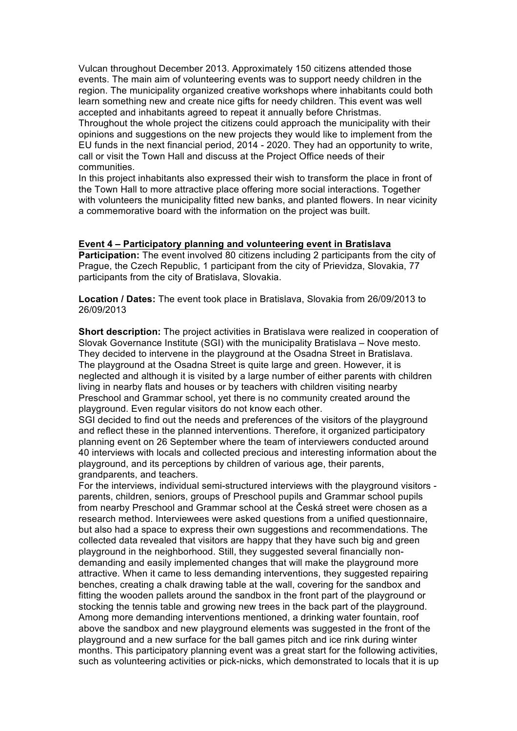Vulcan throughout December 2013. Approximately 150 citizens attended those events. The main aim of volunteering events was to support needy children in the region. The municipality organized creative workshops where inhabitants could both learn something new and create nice gifts for needy children. This event was well accepted and inhabitants agreed to repeat it annually before Christmas.
Throughout the whole project the citizens could approach the municipality with their opinions and suggestions on the new projects they would like to implement from the EU funds in the next financial period, 2014 - 2020. They had an opportunity to write, call or visit the Town Hall and discuss at the Project Office needs of their communities.
In this project inhabitants also expressed their wish to transform the place in front of the Town Hall to more attractive place offering more social interactions. Together with volunteers the municipality fitted new banks, and planted flowers. In near vicinity a commemorative board with the information on the project was built.

**Event 4 – Participatory planning and volunteering event in Bratislava**

**Participation:** The event involved 80 citizens including 2 participants from the city of Prague, the Czech Republic, 1 participant from the city of Prievidza, Slovakia, 77 participants from the city of Bratislava, Slovakia.

**Location / Dates:** The event took place in Bratislava, Slovakia from 26/09/2013 to 26/09/2013

**Short description:** The project activities in Bratislava were realized in cooperation of Slovak Governance Institute (SGI) with the municipality Bratislava – Nove mesto. They decided to intervene in the playground at the Osadna Street in Bratislava. The playground at the Osadna Street is quite large and green. However, it is neglected and although it is visited by a large number of either parents with children living in nearby flats and houses or by teachers with children visiting nearby Preschool and Grammar school, yet there is no community created around the playground. Even regular visitors do not know each other.
SGI decided to find out the needs and preferences of the visitors of the playground and reflect these in the planned interventions. Therefore, it organized participatory planning event on 26 September where the team of interviewers conducted around 40 interviews with locals and collected precious and interesting information about the playground, and its perceptions by children of various age, their parents, grandparents, and teachers.
For the interviews, individual semi-structured interviews with the playground visitors - parents, children, seniors, groups of Preschool pupils and Grammar school pupils from nearby Preschool and Grammar school at the Česká street were chosen as a research method. Interviewees were asked questions from a unified questionnaire, but also had a space to express their own suggestions and recommendations. The collected data revealed that visitors are happy that they have such big and green playground in the neighborhood. Still, they suggested several financially non-demanding and easily implemented changes that will make the playground more attractive. When it came to less demanding interventions, they suggested repairing benches, creating a chalk drawing table at the wall, covering for the sandbox and fitting the wooden pallets around the sandbox in the front part of the playground or stocking the tennis table and growing new trees in the back part of the playground. Among more demanding interventions mentioned, a drinking water fountain, roof above the sandbox and new playground elements was suggested in the front of the playground and a new surface for the ball games pitch and ice rink during winter months. This participatory planning event was a great start for the following activities, such as volunteering activities or pick-nicks, which demonstrated to locals that it is up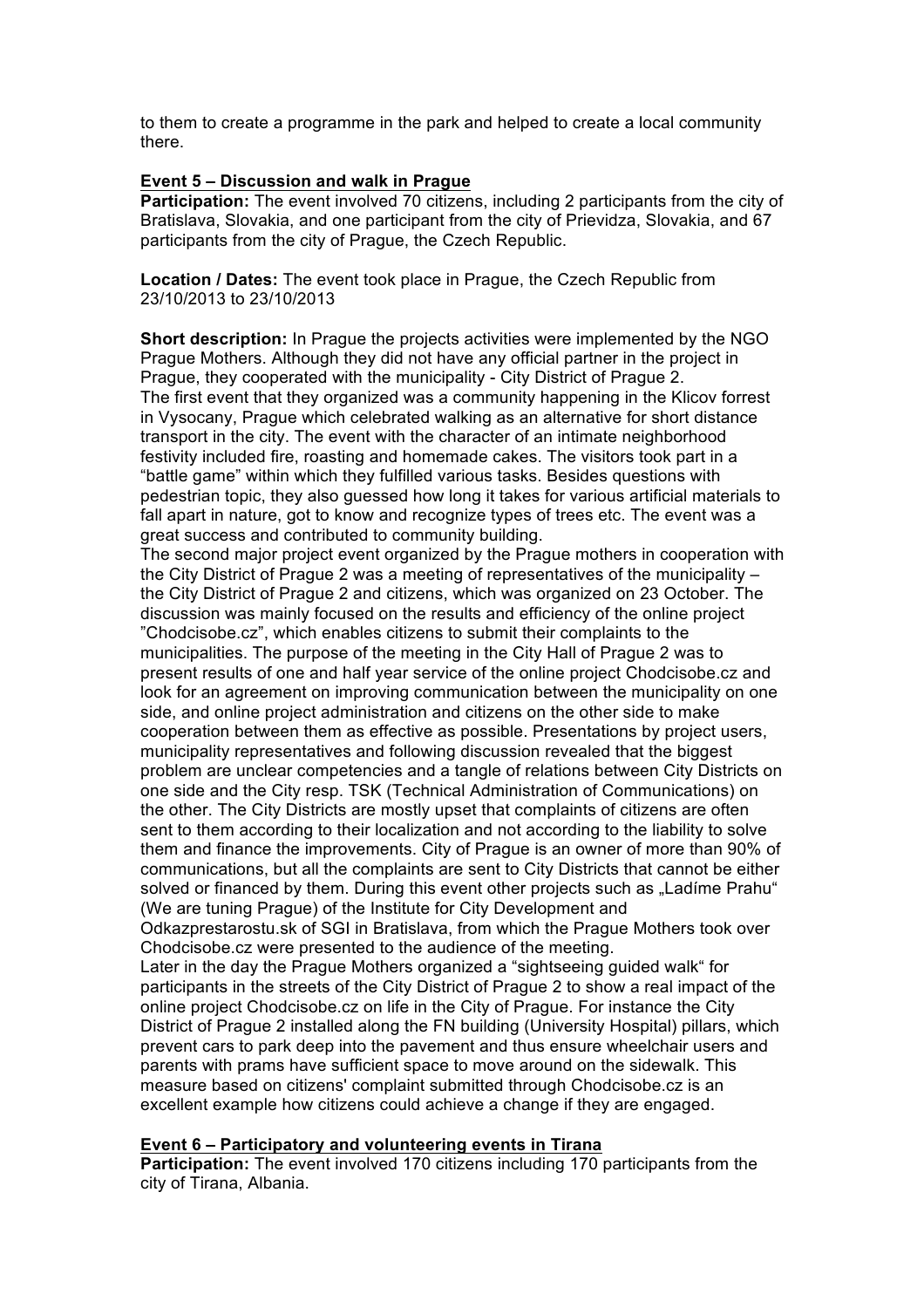to them to create a programme in the park and helped to create a local community there.

**Event 5 – Discussion and walk in Prague**

**Participation:** The event involved 70 citizens, including 2 participants from the city of Bratislava, Slovakia, and one participant from the city of Prievidza, Slovakia, and 67 participants from the city of Prague, the Czech Republic.

**Location / Dates:** The event took place in Prague, the Czech Republic from 23/10/2013 to 23/10/2013

**Short description:** In Prague the projects activities were implemented by the NGO Prague Mothers. Although they did not have any official partner in the project in Prague, they cooperated with the municipality - City District of Prague 2.
The first event that they organized was a community happening in the Klicov forrest in Vysocany, Prague which celebrated walking as an alternative for short distance transport in the city. The event with the character of an intimate neighborhood festivity included fire, roasting and homemade cakes. The visitors took part in a "battle game" within which they fulfilled various tasks. Besides questions with pedestrian topic, they also guessed how long it takes for various artificial materials to fall apart in nature, got to know and recognize types of trees etc. The event was a great success and contributed to community building.
The second major project event organized by the Prague mothers in cooperation with the City District of Prague 2 was a meeting of representatives of the municipality – the City District of Prague 2 and citizens, which was organized on 23 October. The discussion was mainly focused on the results and efficiency of the online project "Chodcisobe.cz", which enables citizens to submit their complaints to the municipalities. The purpose of the meeting in the City Hall of Prague 2 was to present results of one and half year service of the online project Chodcisobe.cz and look for an agreement on improving communication between the municipality on one side, and online project administration and citizens on the other side to make cooperation between them as effective as possible. Presentations by project users, municipality representatives and following discussion revealed that the biggest problem are unclear competencies and a tangle of relations between City Districts on one side and the City resp. TSK (Technical Administration of Communications) on the other. The City Districts are mostly upset that complaints of citizens are often sent to them according to their localization and not according to the liability to solve them and finance the improvements. City of Prague is an owner of more than 90% of communications, but all the complaints are sent to City Districts that cannot be either solved or financed by them. During this event other projects such as „Ladíme Prahu" (We are tuning Prague) of the Institute for City Development and Odkazprestarostu.sk of SGI in Bratislava, from which the Prague Mothers took over Chodcisobe.cz were presented to the audience of the meeting.
Later in the day the Prague Mothers organized a "sightseeing guided walk" for participants in the streets of the City District of Prague 2 to show a real impact of the online project Chodcisobe.cz on life in the City of Prague. For instance the City District of Prague 2 installed along the FN building (University Hospital) pillars, which prevent cars to park deep into the pavement and thus ensure wheelchair users and parents with prams have sufficient space to move around on the sidewalk. This measure based on citizens' complaint submitted through Chodcisobe.cz is an excellent example how citizens could achieve a change if they are engaged.

**Event 6 – Participatory and volunteering events in Tirana**

**Participation:** The event involved 170 citizens including 170 participants from the city of Tirana, Albania.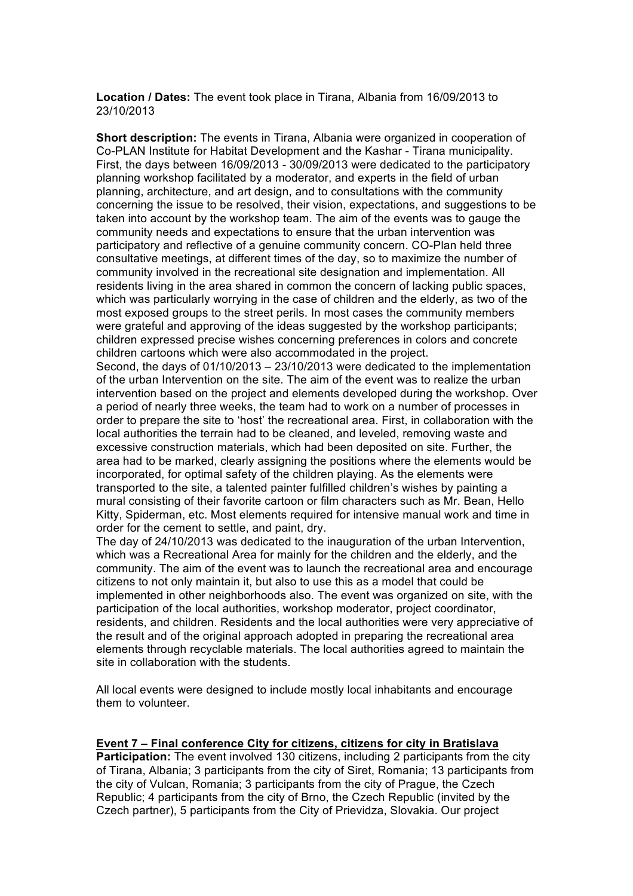**Location / Dates:** The event took place in Tirana, Albania from 16/09/2013 to 23/10/2013

**Short description:** The events in Tirana, Albania were organized in cooperation of Co-PLAN Institute for Habitat Development and the Kashar - Tirana municipality. First, the days between 16/09/2013 - 30/09/2013 were dedicated to the participatory planning workshop facilitated by a moderator, and experts in the field of urban planning, architecture, and art design, and to consultations with the community concerning the issue to be resolved, their vision, expectations, and suggestions to be taken into account by the workshop team. The aim of the events was to gauge the community needs and expectations to ensure that the urban intervention was participatory and reflective of a genuine community concern. CO-Plan held three consultative meetings, at different times of the day, so to maximize the number of community involved in the recreational site designation and implementation. All residents living in the area shared in common the concern of lacking public spaces, which was particularly worrying in the case of children and the elderly, as two of the most exposed groups to the street perils. In most cases the community members were grateful and approving of the ideas suggested by the workshop participants; children expressed precise wishes concerning preferences in colors and concrete children cartoons which were also accommodated in the project.
Second, the days of 01/10/2013 – 23/10/2013 were dedicated to the implementation of the urban Intervention on the site. The aim of the event was to realize the urban intervention based on the project and elements developed during the workshop. Over a period of nearly three weeks, the team had to work on a number of processes in order to prepare the site to 'host' the recreational area. First, in collaboration with the local authorities the terrain had to be cleaned, and leveled, removing waste and excessive construction materials, which had been deposited on site. Further, the area had to be marked, clearly assigning the positions where the elements would be incorporated, for optimal safety of the children playing. As the elements were transported to the site, a talented painter fulfilled children's wishes by painting a mural consisting of their favorite cartoon or film characters such as Mr. Bean, Hello Kitty, Spiderman, etc. Most elements required for intensive manual work and time in order for the cement to settle, and paint, dry.
The day of 24/10/2013 was dedicated to the inauguration of the urban Intervention, which was a Recreational Area for mainly for the children and the elderly, and the community. The aim of the event was to launch the recreational area and encourage citizens to not only maintain it, but also to use this as a model that could be implemented in other neighborhoods also. The event was organized on site, with the participation of the local authorities, workshop moderator, project coordinator, residents, and children. Residents and the local authorities were very appreciative of the result and of the original approach adopted in preparing the recreational area elements through recyclable materials. The local authorities agreed to maintain the site in collaboration with the students.

All local events were designed to include mostly local inhabitants and encourage them to volunteer.

**Event 7 – Final conference City for citizens, citizens for city in Bratislava**

**Participation:** The event involved 130 citizens, including 2 participants from the city of Tirana, Albania; 3 participants from the city of Siret, Romania; 13 participants from the city of Vulcan, Romania; 3 participants from the city of Prague, the Czech Republic; 4 participants from the city of Brno, the Czech Republic (invited by the Czech partner), 5 participants from the City of Prievidza, Slovakia. Our project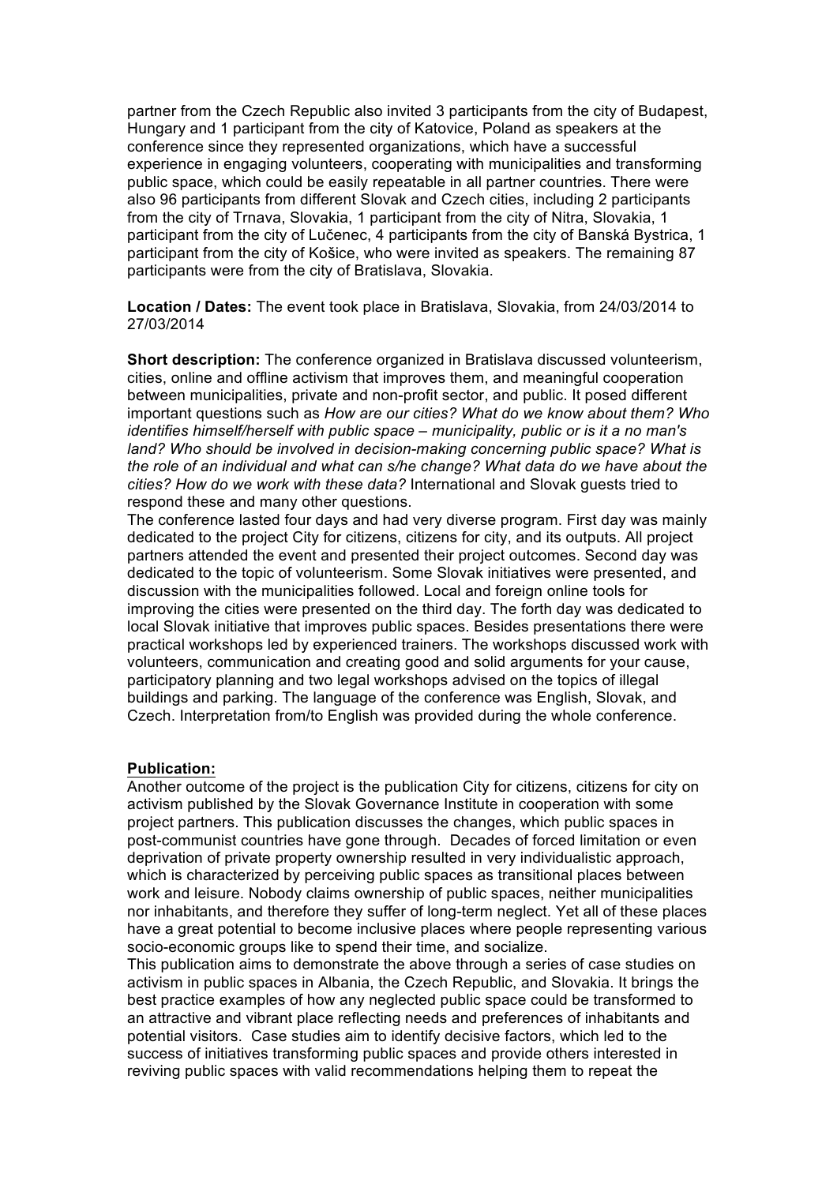partner from the Czech Republic also invited 3 participants from the city of Budapest, Hungary and 1 participant from the city of Katovice, Poland as speakers at the conference since they represented organizations, which have a successful experience in engaging volunteers, cooperating with municipalities and transforming public space, which could be easily repeatable in all partner countries. There were also 96 participants from different Slovak and Czech cities, including 2 participants from the city of Trnava, Slovakia, 1 participant from the city of Nitra, Slovakia, 1 participant from the city of Lučenec, 4 participants from the city of Banská Bystrica, 1 participant from the city of Košice, who were invited as speakers. The remaining 87 participants were from the city of Bratislava, Slovakia.

**Location / Dates:** The event took place in Bratislava, Slovakia, from 24/03/2014 to 27/03/2014

**Short description:** The conference organized in Bratislava discussed volunteerism, cities, online and offline activism that improves them, and meaningful cooperation between municipalities, private and non-profit sector, and public. It posed different important questions such as *How are our cities? What do we know about them? Who identifies himself/herself with public space – municipality, public or is it a no man's land? Who should be involved in decision-making concerning public space? What is the role of an individual and what can s/he change? What data do we have about the cities? How do we work with these data?* International and Slovak guests tried to respond these and many other questions.
The conference lasted four days and had very diverse program. First day was mainly dedicated to the project City for citizens, citizens for city, and its outputs. All project partners attended the event and presented their project outcomes. Second day was dedicated to the topic of volunteerism. Some Slovak initiatives were presented, and discussion with the municipalities followed. Local and foreign online tools for improving the cities were presented on the third day. The forth day was dedicated to local Slovak initiative that improves public spaces. Besides presentations there were practical workshops led by experienced trainers. The workshops discussed work with volunteers, communication and creating good and solid arguments for your cause, participatory planning and two legal workshops advised on the topics of illegal buildings and parking. The language of the conference was English, Slovak, and Czech. Interpretation from/to English was provided during the whole conference.

**Publication:**

Another outcome of the project is the publication City for citizens, citizens for city on activism published by the Slovak Governance Institute in cooperation with some project partners. This publication discusses the changes, which public spaces in post-communist countries have gone through. Decades of forced limitation or even deprivation of private property ownership resulted in very individualistic approach, which is characterized by perceiving public spaces as transitional places between work and leisure. Nobody claims ownership of public spaces, neither municipalities nor inhabitants, and therefore they suffer of long-term neglect. Yet all of these places have a great potential to become inclusive places where people representing various socio-economic groups like to spend their time, and socialize.
This publication aims to demonstrate the above through a series of case studies on activism in public spaces in Albania, the Czech Republic, and Slovakia. It brings the best practice examples of how any neglected public space could be transformed to an attractive and vibrant place reflecting needs and preferences of inhabitants and potential visitors. Case studies aim to identify decisive factors, which led to the success of initiatives transforming public spaces and provide others interested in reviving public spaces with valid recommendations helping them to repeat the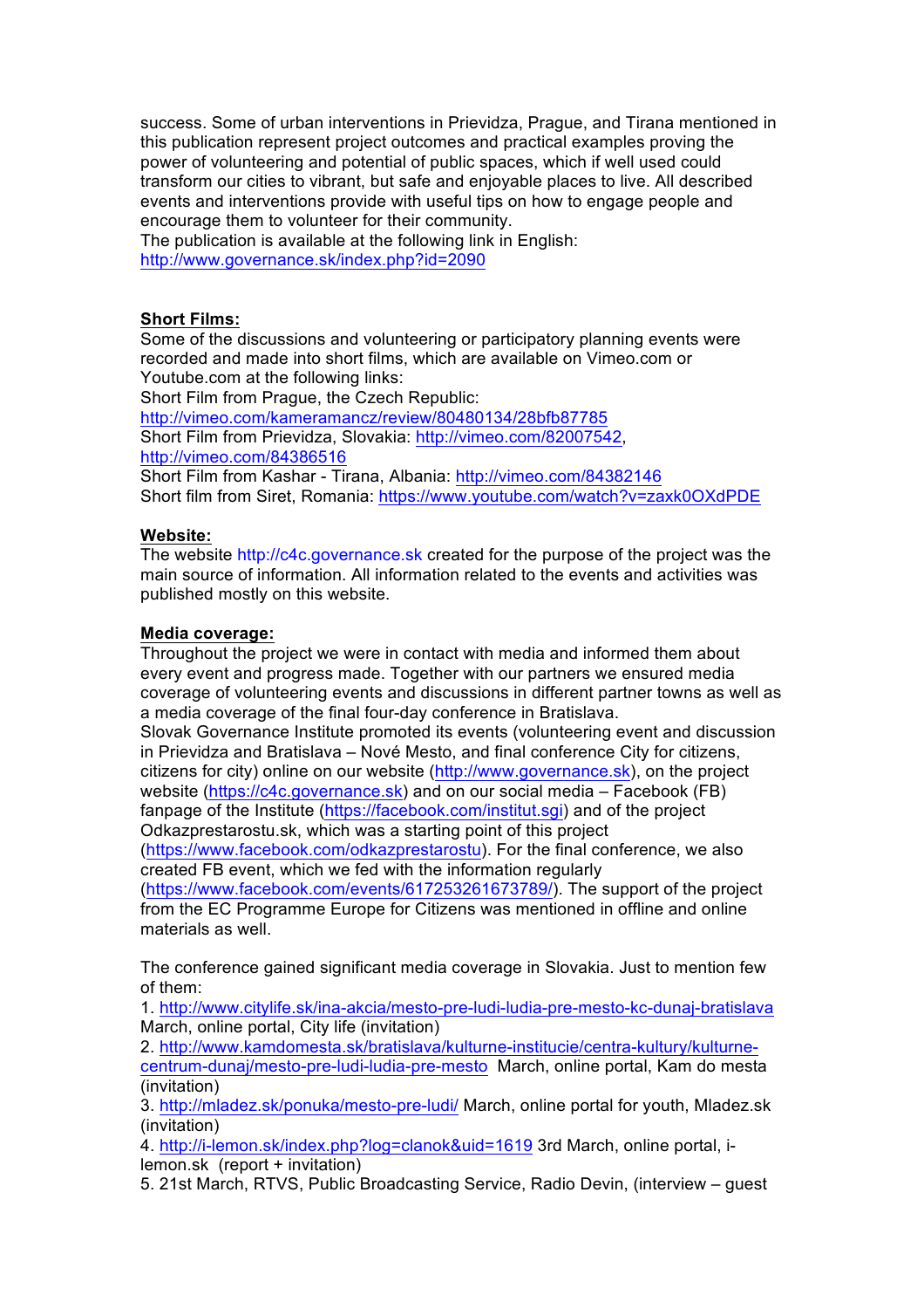success. Some of urban interventions in Prievidza, Prague, and Tirana mentioned in this publication represent project outcomes and practical examples proving the power of volunteering and potential of public spaces, which if well used could transform our cities to vibrant, but safe and enjoyable places to live. All described events and interventions provide with useful tips on how to engage people and encourage them to volunteer for their community.
The publication is available at the following link in English:
http://www.governance.sk/index.php?id=2090

**Short Films:**
Some of the discussions and volunteering or participatory planning events were recorded and made into short films, which are available on Vimeo.com or Youtube.com at the following links:
Short Film from Prague, the Czech Republic:
http://vimeo.com/kameramancz/review/80480134/28bfb87785
Short Film from Prievidza, Slovakia: http://vimeo.com/82007542, http://vimeo.com/84386516
Short Film from Kashar - Tirana, Albania: http://vimeo.com/84382146
Short film from Siret, Romania: https://www.youtube.com/watch?v=zaxk0OXdPDE

**Website:**
The website http://c4c.governance.sk created for the purpose of the project was the main source of information. All information related to the events and activities was published mostly on this website.

**Media coverage:**
Throughout the project we were in contact with media and informed them about every event and progress made. Together with our partners we ensured media coverage of volunteering events and discussions in different partner towns as well as a media coverage of the final four-day conference in Bratislava.
Slovak Governance Institute promoted its events (volunteering event and discussion in Prievidza and Bratislava – Nové Mesto, and final conference City for citizens, citizens for city) online on our website (http://www.governance.sk), on the project website (https://c4c.governance.sk) and on our social media – Facebook (FB) fanpage of the Institute (https://facebook.com/institut.sgi) and of the project Odkazprestarostu.sk, which was a starting point of this project (https://www.facebook.com/odkazprestarostu). For the final conference, we also created FB event, which we fed with the information regularly (https://www.facebook.com/events/617253261673789/). The support of the project from the EC Programme Europe for Citizens was mentioned in offline and online materials as well.

The conference gained significant media coverage in Slovakia. Just to mention few of them:
1. http://www.citylife.sk/ina-akcia/mesto-pre-ludi-ludia-pre-mesto-kc-dunaj-bratislava March, online portal, City life (invitation)
2. http://www.kamdomesta.sk/bratislava/kulturne-instituciee/centra-kultury/kulturne-centrum-dunaj/mesto-pre-ludi-ludia-pre-mesto March, online portal, Kam do mesta (invitation)
3. http://mladez.sk/ponuka/mesto-pre-ludi/ March, online portal for youth, Mladez.sk (invitation)
4. http://i-lemon.sk/index.php?log=clanok&uid=1619 3rd March, online portal, i-lemon.sk (report + invitation)
5. 21st March, RTVS, Public Broadcasting Service, Radio Devin, (interview – guest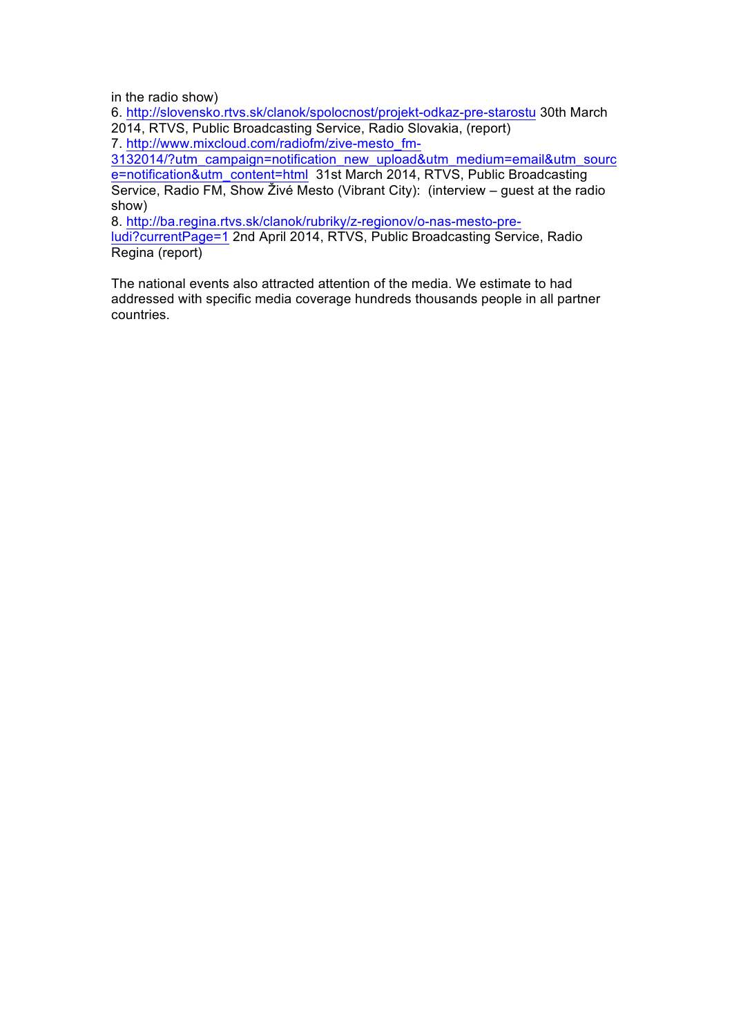in the radio show)

6. http://slovensko.rtvs.sk/clanok/spolocnost/projekt-odkaz-pre-starostu 30th March 2014, RTVS, Public Broadcasting Service, Radio Slovakia, (report)
7. http://www.mixcloud.com/radiofm/zive-mesto_fm-3132014/?utm_campaign=notification_new_upload&utm_medium=email&utm_source=notification&utm_content=html 31st March 2014, RTVS, Public Broadcasting Service, Radio FM, Show Živé Mesto (Vibrant City): (interview – guest at the radio show)
8. http://ba.regina.rtvs.sk/clanok/rubriky/z-regionov/o-nas-mesto-pre-ludi?currentPage=1 2nd April 2014, RTVS, Public Broadcasting Service, Radio Regina (report)

The national events also attracted attention of the media. We estimate to had addressed with specific media coverage hundreds thousands people in all partner countries.